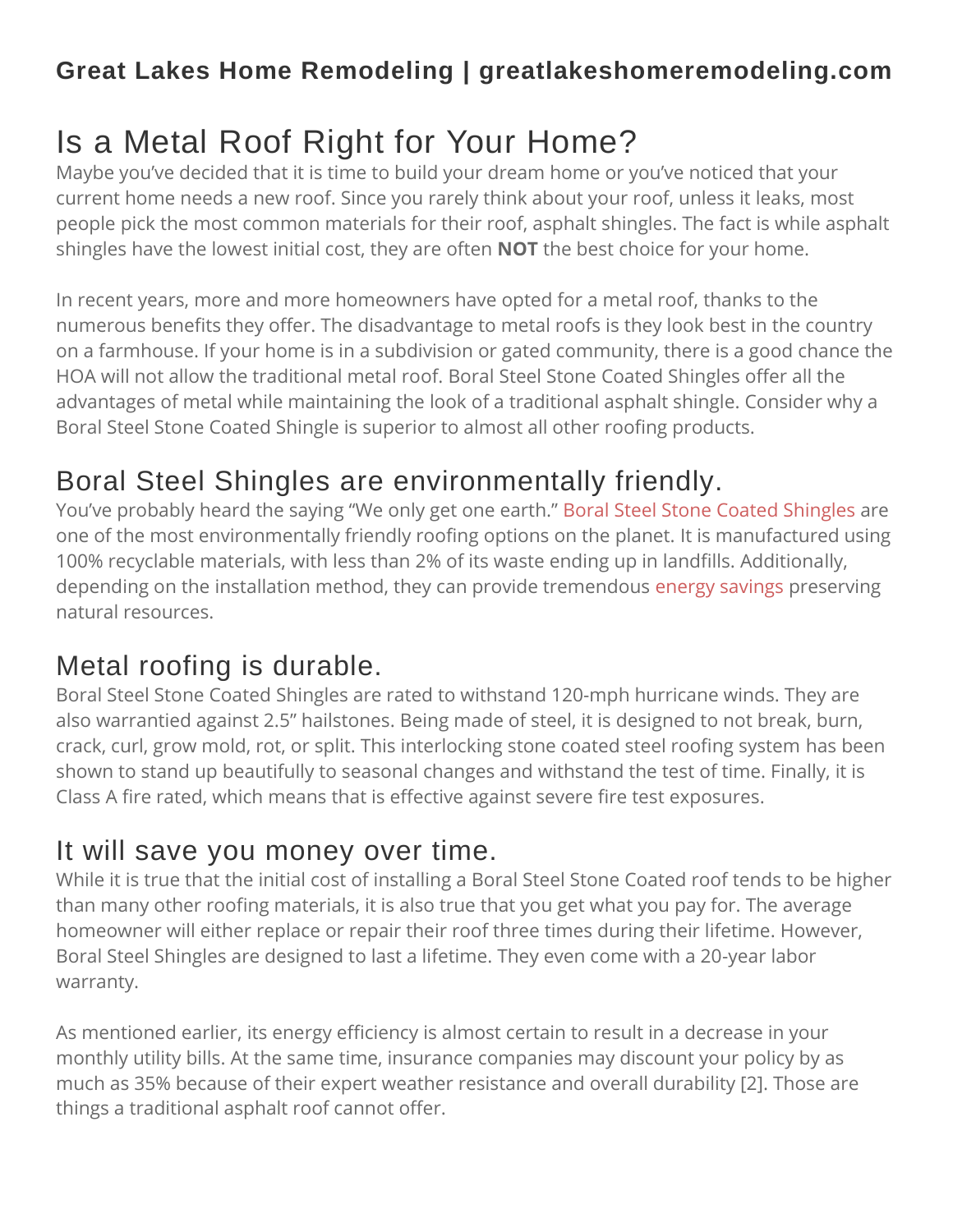**Great Lakes Home Remodeling | greatlakeshomeremodeling.com**

# Is a Metal Roof Right for Your Home?

Maybe you've decided that it is time to build your dream home or you've noticed that your current home needs a new roof. Since you rarely think about your roof, unless it leaks, most people pick the most common materials for their roof, asphalt shingles. The fact is while asphalt shingles have the lowest initial cost, they are often **NOT** the best choice for your home.

In recent years, more and more homeowners have opted for a metal roof, thanks to the numerous benefits they offer. The disadvantage to metal roofs is they look best in the country on a farmhouse. If your home is in a subdivision or gated community, there is a good chance the HOA will not allow the traditional metal roof. Boral Steel Stone Coated Shingles offer all the advantages of metal while maintaining the look of a traditional asphalt shingle. Consider why a Boral Steel Stone Coated Shingle is superior to almost all other roofing products.

## Boral Steel Shingles are environmentally friendly.

You've probably heard the saying "We only get one earth." Boral Steel Stone Coated Shingles are one of the most environmentally friendly roofing options on the planet. It is manufactured using 100% recyclable materials, with less than 2% of its waste ending up in landfills. Additionally, depending on the installation method, they can provide tremendous energy savings preserving natural resources.

## Metal roofing is durable.

Boral Steel Stone Coated Shingles are rated to withstand 120-mph hurricane winds. They are also warrantied against 2.5" hailstones. Being made of steel, it is designed to not break, burn, crack, curl, grow mold, rot, or split. This interlocking stone coated steel roofing system has been shown to stand up beautifully to seasonal changes and withstand the test of time. Finally, it is Class A fire rated, which means that is effective against severe fire test exposures.

## It will save you money over time.

While it is true that the initial cost of installing a Boral Steel Stone Coated roof tends to be higher than many other roofing materials, it is also true that you get what you pay for. The average homeowner will either replace or repair their roof three times during their lifetime. However, Boral Steel Shingles are designed to last a lifetime. They even come with a 20-year labor warranty.

As mentioned earlier, its energy efficiency is almost certain to result in a decrease in your monthly utility bills. At the same time, insurance companies may discount your policy by as much as 35% because of their expert weather resistance and overall durability [2]. Those are things a traditional asphalt roof cannot offer.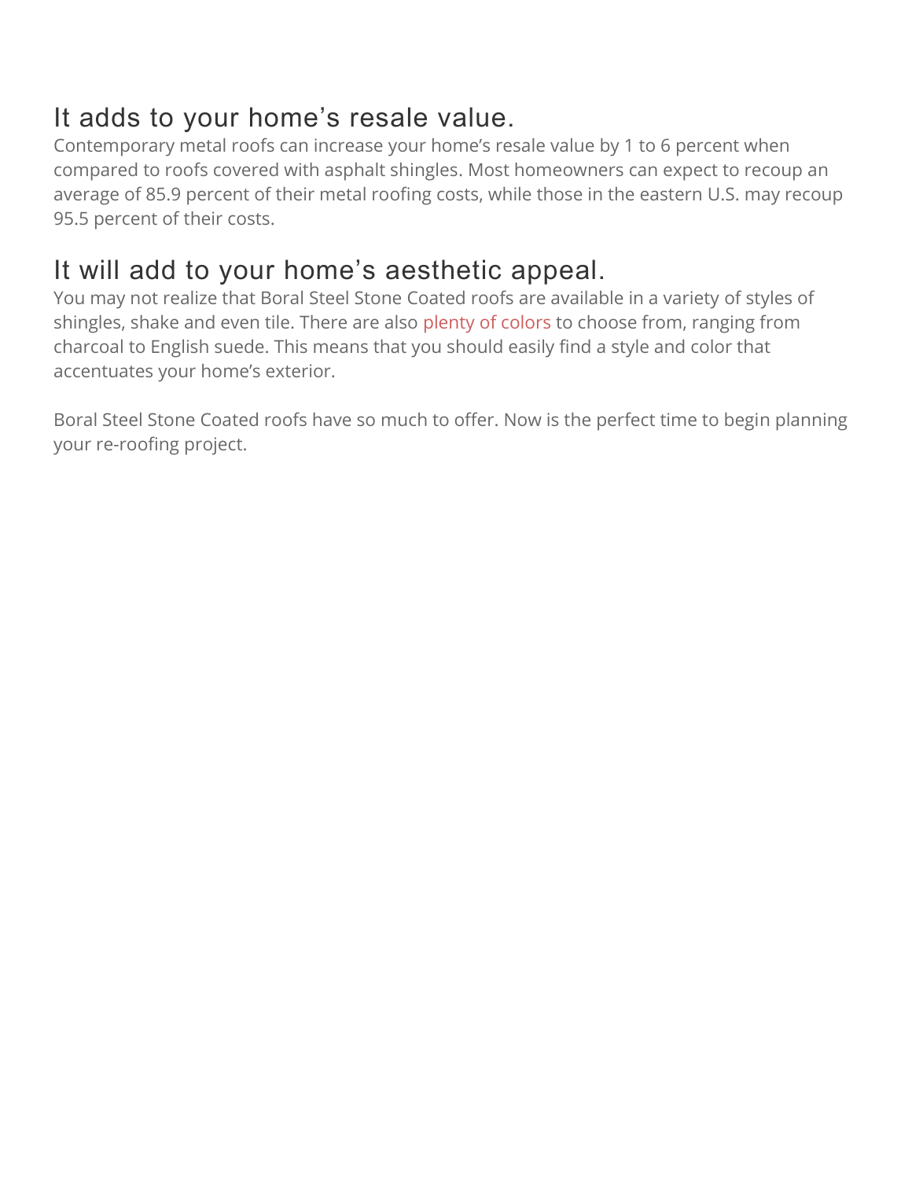## It adds to your home's resale value.

Contemporary metal roofs can increase your home's resale value by 1 to 6 percent when compared to roofs covered with asphalt shingles. Most homeowners can expect to recoup an average of 85.9 percent of their metal roofing costs, while those in the eastern U.S. may recoup 95.5 percent of their costs.

## It will add to your home's aesthetic appeal.

You may not realize that Boral Steel Stone Coated roofs are available in a variety of styles of shingles, shake and even tile. There are also plenty of colors to choose from, ranging from charcoal to English suede. This means that you should easily find a style and color that accentuates your home's exterior.

Boral Steel Stone Coated roofs have so much to offer. Now is the perfect time to begin planning your re-roofing project.